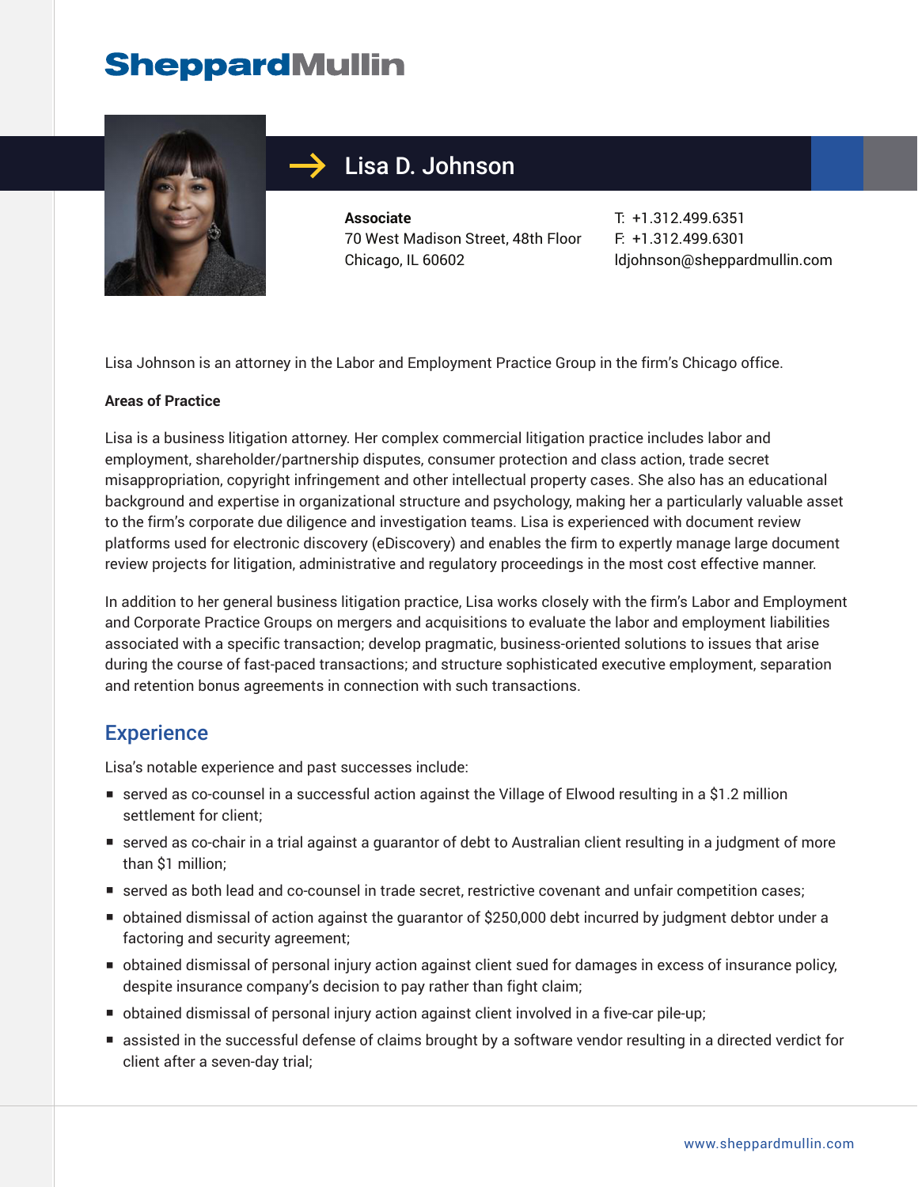SheppardMullin

# Lisa D. Johnson

**Associate**
70 West Madison Street, 48th Floor
Chicago, IL 60602

T: +1.312.499.6351
F: +1.312.499.6301
ldjohnson@sheppardmullin.com

Lisa Johnson is an attorney in the Labor and Employment Practice Group in the firm's Chicago office.

**Areas of Practice**

Lisa is a business litigation attorney. Her complex commercial litigation practice includes labor and employment, shareholder/partnership disputes, consumer protection and class action, trade secret misappropriation, copyright infringement and other intellectual property cases. She also has an educational background and expertise in organizational structure and psychology, making her a particularly valuable asset to the firm's corporate due diligence and investigation teams. Lisa is experienced with document review platforms used for electronic discovery (eDiscovery) and enables the firm to expertly manage large document review projects for litigation, administrative and regulatory proceedings in the most cost effective manner.

In addition to her general business litigation practice, Lisa works closely with the firm's Labor and Employment and Corporate Practice Groups on mergers and acquisitions to evaluate the labor and employment liabilities associated with a specific transaction; develop pragmatic, business-oriented solutions to issues that arise during the course of fast-paced transactions; and structure sophisticated executive employment, separation and retention bonus agreements in connection with such transactions.

## Experience

Lisa's notable experience and past successes include:

- served as co-counsel in a successful action against the Village of Elwood resulting in a $1.2 million settlement for client;
- served as co-chair in a trial against a guarantor of debt to Australian client resulting in a judgment of more than $1 million;
- served as both lead and co-counsel in trade secret, restrictive covenant and unfair competition cases;
- obtained dismissal of action against the guarantor of $250,000 debt incurred by judgment debtor under a factoring and security agreement;
- obtained dismissal of personal injury action against client sued for damages in excess of insurance policy, despite insurance company's decision to pay rather than fight claim;
- obtained dismissal of personal injury action against client involved in a five-car pile-up;
- assisted in the successful defense of claims brought by a software vendor resulting in a directed verdict for client after a seven-day trial;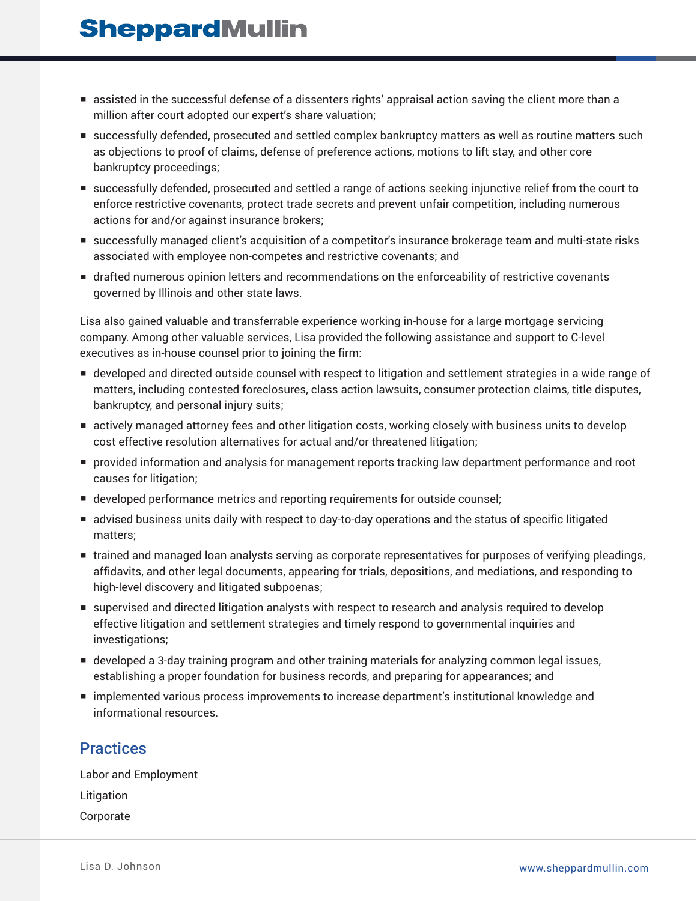- assisted in the successful defense of a dissenters rights' appraisal action saving the client more than a million after court adopted our expert's share valuation;
- successfully defended, prosecuted and settled complex bankruptcy matters as well as routine matters such as objections to proof of claims, defense of preference actions, motions to lift stay, and other core bankruptcy proceedings;
- successfully defended, prosecuted and settled a range of actions seeking injunctive relief from the court to enforce restrictive covenants, protect trade secrets and prevent unfair competition, including numerous actions for and/or against insurance brokers;
- successfully managed client's acquisition of a competitor's insurance brokerage team and multi-state risks associated with employee non-competes and restrictive covenants; and
- drafted numerous opinion letters and recommendations on the enforceability of restrictive covenants governed by Illinois and other state laws.

Lisa also gained valuable and transferrable experience working in-house for a large mortgage servicing company. Among other valuable services, Lisa provided the following assistance and support to C-level executives as in-house counsel prior to joining the firm:

- developed and directed outside counsel with respect to litigation and settlement strategies in a wide range of matters, including contested foreclosures, class action lawsuits, consumer protection claims, title disputes, bankruptcy, and personal injury suits;
- actively managed attorney fees and other litigation costs, working closely with business units to develop cost effective resolution alternatives for actual and/or threatened litigation;
- provided information and analysis for management reports tracking law department performance and root causes for litigation;
- developed performance metrics and reporting requirements for outside counsel;
- advised business units daily with respect to day-to-day operations and the status of specific litigated matters;
- trained and managed loan analysts serving as corporate representatives for purposes of verifying pleadings, affidavits, and other legal documents, appearing for trials, depositions, and mediations, and responding to high-level discovery and litigated subpoenas;
- supervised and directed litigation analysts with respect to research and analysis required to develop effective litigation and settlement strategies and timely respond to governmental inquiries and investigations;
- developed a 3-day training program and other training materials for analyzing common legal issues, establishing a proper foundation for business records, and preparing for appearances; and
- implemented various process improvements to increase department's institutional knowledge and informational resources.

## Practices

Labor and Employment

Litigation

Corporate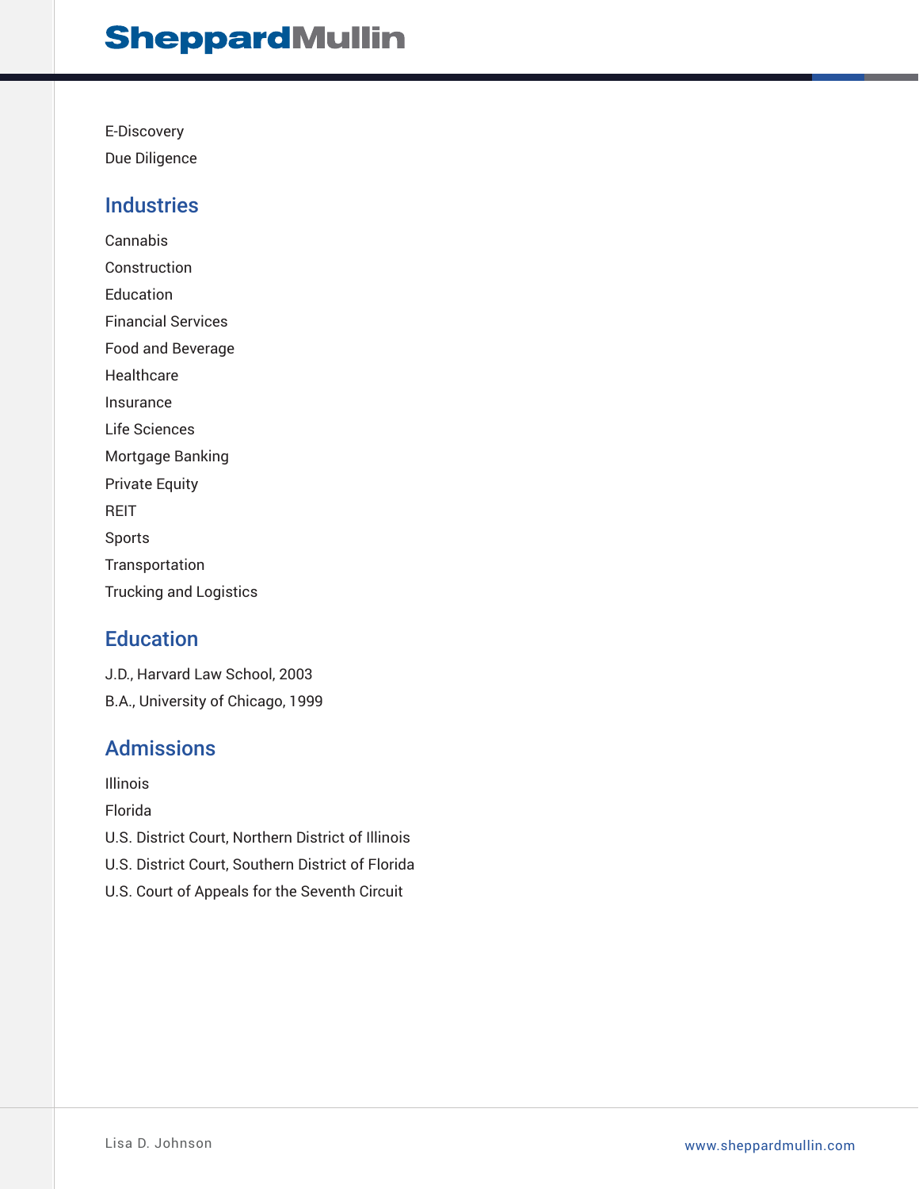E-Discovery

Due Diligence

## Industries

Cannabis

Construction

Education

Financial Services

Food and Beverage

Healthcare

Insurance

Life Sciences

Mortgage Banking

Private Equity

REIT

Sports

Transportation

Trucking and Logistics

## Education

J.D., Harvard Law School, 2003

B.A., University of Chicago, 1999

## Admissions

Illinois

Florida

U.S. District Court, Northern District of Illinois

U.S. District Court, Southern District of Florida

U.S. Court of Appeals for the Seventh Circuit